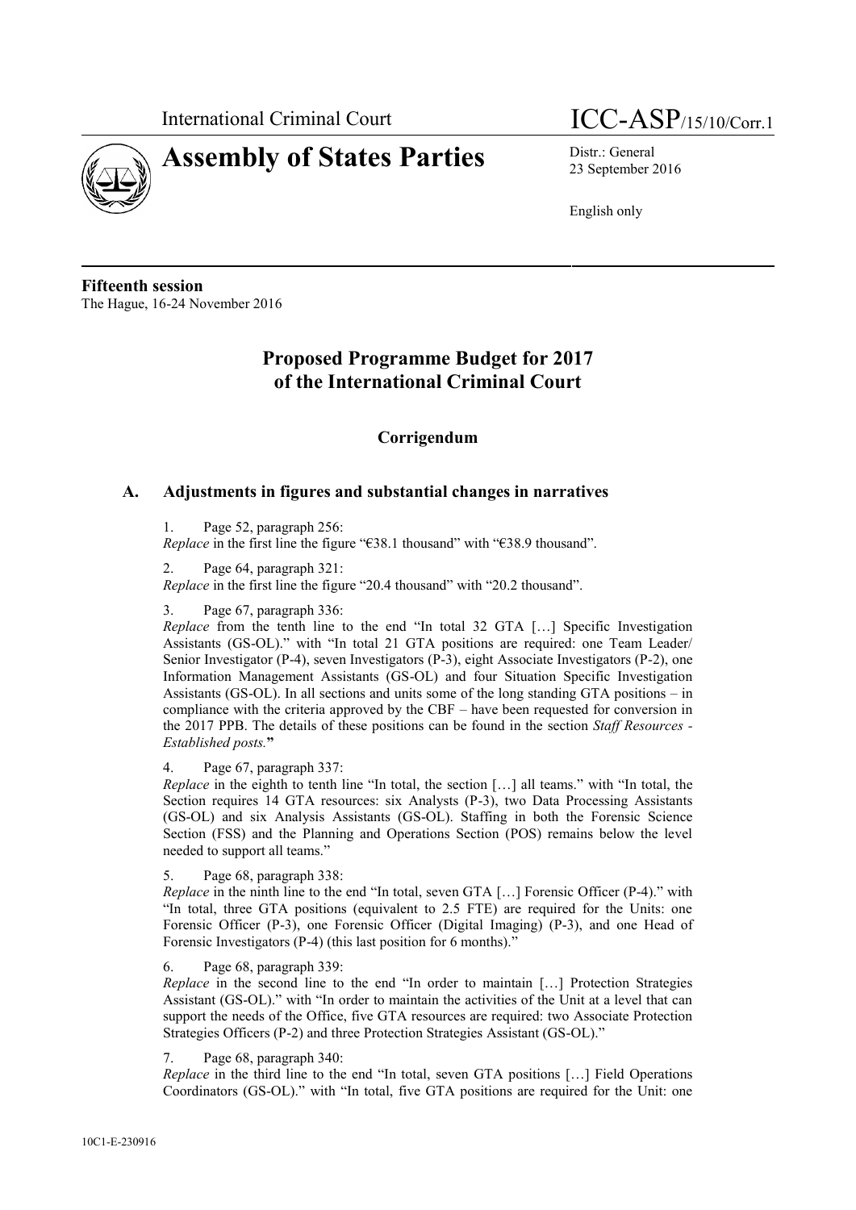International Criminal Court

# Assembly of States Parties

ICC-ASP/15/10/Corr.1

Distr.: General
23 September 2016

English only

**Fifteenth session**
The Hague, 16-24 November 2016

## Proposed Programme Budget for 2017 of the International Criminal Court

### Corrigendum

### A. Adjustments in figures and substantial changes in narratives

1. Page 52, paragraph 256:
*Replace* in the first line the figure "€38.1 thousand" with "€38.9 thousand".

2. Page 64, paragraph 321:
*Replace* in the first line the figure "20.4 thousand" with "20.2 thousand".

3. Page 67, paragraph 336:
*Replace* from the tenth line to the end "In total 32 GTA […] Specific Investigation Assistants (GS-OL)." with "In total 21 GTA positions are required: one Team Leader/ Senior Investigator (P-4), seven Investigators (P-3), eight Associate Investigators (P-2), one Information Management Assistants (GS-OL) and four Situation Specific Investigation Assistants (GS-OL). In all sections and units some of the long standing GTA positions – in compliance with the criteria approved by the CBF – have been requested for conversion in the 2017 PPB. The details of these positions can be found in the section *Staff Resources - Established posts.*"

4. Page 67, paragraph 337:
*Replace* in the eighth to tenth line "In total, the section […] all teams." with "In total, the Section requires 14 GTA resources: six Analysts (P-3), two Data Processing Assistants (GS-OL) and six Analysis Assistants (GS-OL). Staffing in both the Forensic Science Section (FSS) and the Planning and Operations Section (POS) remains below the level needed to support all teams."

5. Page 68, paragraph 338:
*Replace* in the ninth line to the end "In total, seven GTA […] Forensic Officer (P-4)." with "In total, three GTA positions (equivalent to 2.5 FTE) are required for the Units: one Forensic Officer (P-3), one Forensic Officer (Digital Imaging) (P-3), and one Head of Forensic Investigators (P-4) (this last position for 6 months)."

6. Page 68, paragraph 339:
*Replace* in the second line to the end "In order to maintain […] Protection Strategies Assistant (GS-OL)." with "In order to maintain the activities of the Unit at a level that can support the needs of the Office, five GTA resources are required: two Associate Protection Strategies Officers (P-2) and three Protection Strategies Assistant (GS-OL)."

7. Page 68, paragraph 340:
*Replace* in the third line to the end "In total, seven GTA positions […] Field Operations Coordinators (GS-OL)." with "In total, five GTA positions are required for the Unit: one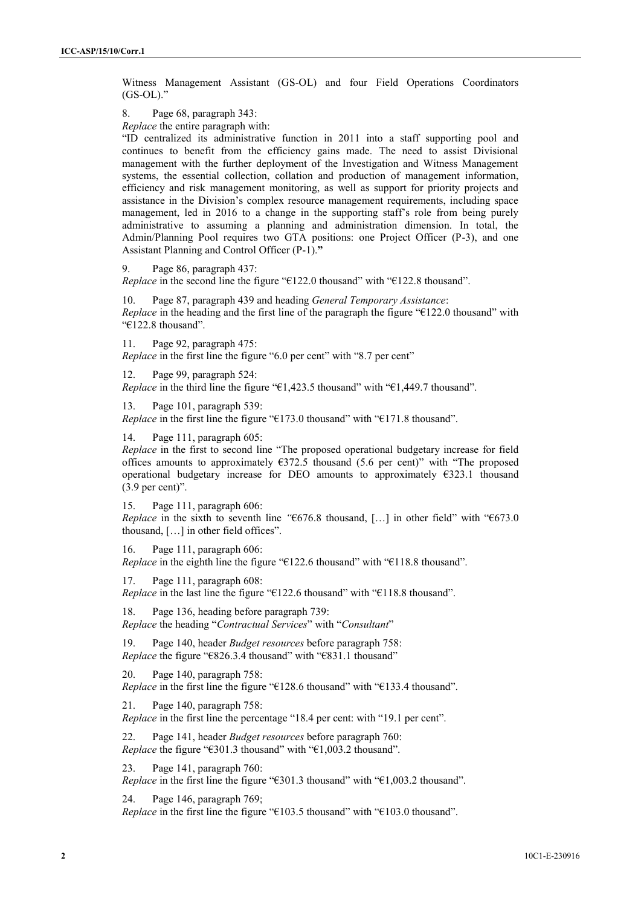Witness Management Assistant (GS-OL) and four Field Operations Coordinators (GS-OL)."

8. Page 68, paragraph 343:

*Replace* the entire paragraph with:

"ID centralized its administrative function in 2011 into a staff supporting pool and continues to benefit from the efficiency gains made. The need to assist Divisional management with the further deployment of the Investigation and Witness Management systems, the essential collection, collation and production of management information, efficiency and risk management monitoring, as well as support for priority projects and assistance in the Division's complex resource management requirements, including space management, led in 2016 to a change in the supporting staff's role from being purely administrative to assuming a planning and administration dimension. In total, the Admin/Planning Pool requires two GTA positions: one Project Officer (P-3), and one Assistant Planning and Control Officer (P-1)."

9. Page 86, paragraph 437:

*Replace* in the second line the figure "€122.0 thousand" with "€122.8 thousand".

10. Page 87, paragraph 439 and heading *General Temporary Assistance*:

*Replace* in the heading and the first line of the paragraph the figure "€122.0 thousand" with "€122.8 thousand".

11. Page 92, paragraph 475:

*Replace* in the first line the figure "6.0 per cent" with "8.7 per cent"

12. Page 99, paragraph 524:

*Replace* in the third line the figure "€1,423.5 thousand" with "€1,449.7 thousand".

13. Page 101, paragraph 539:

*Replace* in the first line the figure "€173.0 thousand" with "€171.8 thousand".

14. Page 111, paragraph 605:

*Replace* in the first to second line "The proposed operational budgetary increase for field offices amounts to approximately €372.5 thousand (5.6 per cent)" with "The proposed operational budgetary increase for DEO amounts to approximately €323.1 thousand (3.9 per cent)".

15. Page 111, paragraph 606:

*Replace* in the sixth to seventh line "€676.8 thousand, […] in other field" with "€673.0 thousand, […] in other field offices".

16. Page 111, paragraph 606:

*Replace* in the eighth line the figure "€122.6 thousand" with "€118.8 thousand".

17. Page 111, paragraph 608:

*Replace* in the last line the figure "€122.6 thousand" with "€118.8 thousand".

18. Page 136, heading before paragraph 739:

*Replace* the heading "*Contractual Services*" with "*Consultant*"

19. Page 140, header *Budget resources* before paragraph 758:

*Replace* the figure "€826.3.4 thousand" with "€831.1 thousand"

20. Page 140, paragraph 758:

*Replace* in the first line the figure "€128.6 thousand" with "€133.4 thousand".

21. Page 140, paragraph 758:

*Replace* in the first line the percentage "18.4 per cent: with "19.1 per cent".

22. Page 141, header *Budget resources* before paragraph 760:

*Replace* the figure "€301.3 thousand" with "€1,003.2 thousand".

23. Page 141, paragraph 760:

*Replace* in the first line the figure "€301.3 thousand" with "€1,003.2 thousand".

24. Page 146, paragraph 769;

*Replace* in the first line the figure "€103.5 thousand" with "€103.0 thousand".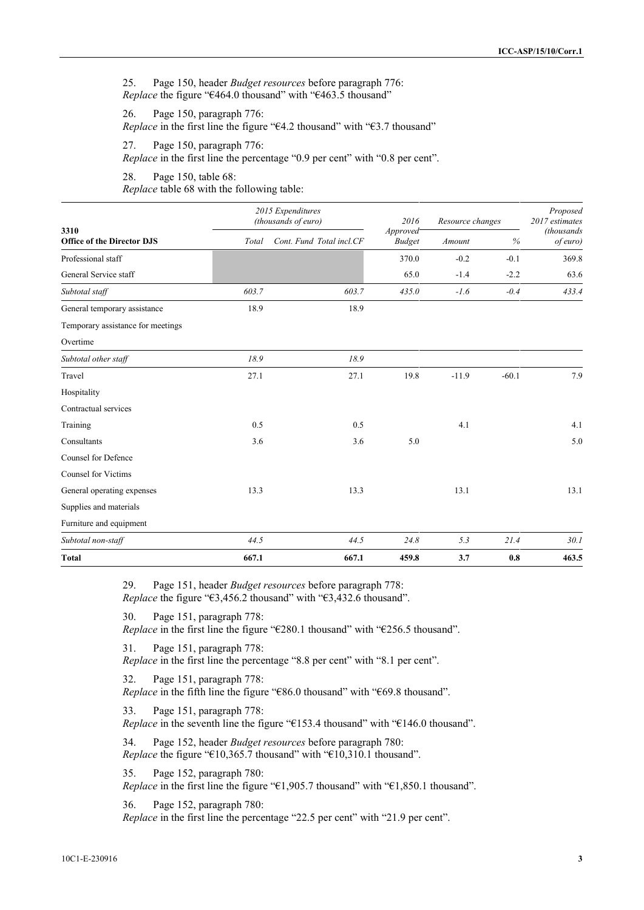25. Page 150, header *Budget resources* before paragraph 776:
*Replace* the figure "€464.0 thousand" with "€463.5 thousand"

26. Page 150, paragraph 776:
*Replace* in the first line the figure "€4.2 thousand" with "€3.7 thousand"

27. Page 150, paragraph 776:
*Replace* in the first line the percentage "0.9 per cent" with "0.8 per cent".

28. Page 150, table 68:
*Replace* table 68 with the following table:

| 3310 **Office of the Director DJS** | 2015 Expenditures (thousands of euro) | | | 2016 Approved Budget | Resource changes | | Proposed 2017 estimates (thousands of euro) |
|---|---|---|---|---|---|---|---|
| | Total | Cont. Fund | Total incl.CF | | Amount | % | |
| Professional staff | | | | 370.0 | -0.2 | -0.1 | 369.8 |
| General Service staff | | | | 65.0 | -1.4 | -2.2 | 63.6 |
| *Subtotal staff* | *603.7* | | *603.7* | *435.0* | *-1.6* | *-0.4* | *433.4* |
| General temporary assistance | 18.9 | | 18.9 | | | | |
| Temporary assistance for meetings | | | | | | | |
| Overtime | | | | | | | |
| *Subtotal other staff* | *18.9* | | *18.9* | | | | |
| Travel | 27.1 | | 27.1 | 19.8 | -11.9 | -60.1 | 7.9 |
| Hospitality | | | | | | | |
| Contractual services | | | | | | | |
| Training | 0.5 | | 0.5 | | 4.1 | | 4.1 |
| Consultants | 3.6 | | 3.6 | 5.0 | | | 5.0 |
| Counsel for Defence | | | | | | | |
| Counsel for Victims | | | | | | | |
| General operating expenses | 13.3 | | 13.3 | | 13.1 | | 13.1 |
| Supplies and materials | | | | | | | |
| Furniture and equipment | | | | | | | |
| *Subtotal non-staff* | *44.5* | | *44.5* | *24.8* | *5.3* | *21.4* | *30.1* |
| **Total** | **667.1** | | **667.1** | **459.8** | **3.7** | **0.8** | **463.5** |

29. Page 151, header *Budget resources* before paragraph 778:
*Replace* the figure "€3,456.2 thousand" with "€3,432.6 thousand".

30. Page 151, paragraph 778:
*Replace* in the first line the figure "€280.1 thousand" with "€256.5 thousand".

31. Page 151, paragraph 778:
*Replace* in the first line the percentage "8.8 per cent" with "8.1 per cent".

32. Page 151, paragraph 778:
*Replace* in the fifth line the figure "€86.0 thousand" with "€69.8 thousand".

33. Page 151, paragraph 778:
*Replace* in the seventh line the figure "€153.4 thousand" with "€146.0 thousand".

34. Page 152, header *Budget resources* before paragraph 780:
*Replace* the figure "€10,365.7 thousand" with "€10,310.1 thousand".

35. Page 152, paragraph 780:
*Replace* in the first line the figure "€1,905.7 thousand" with "€1,850.1 thousand".

36. Page 152, paragraph 780:
*Replace* in the first line the percentage "22.5 per cent" with "21.9 per cent".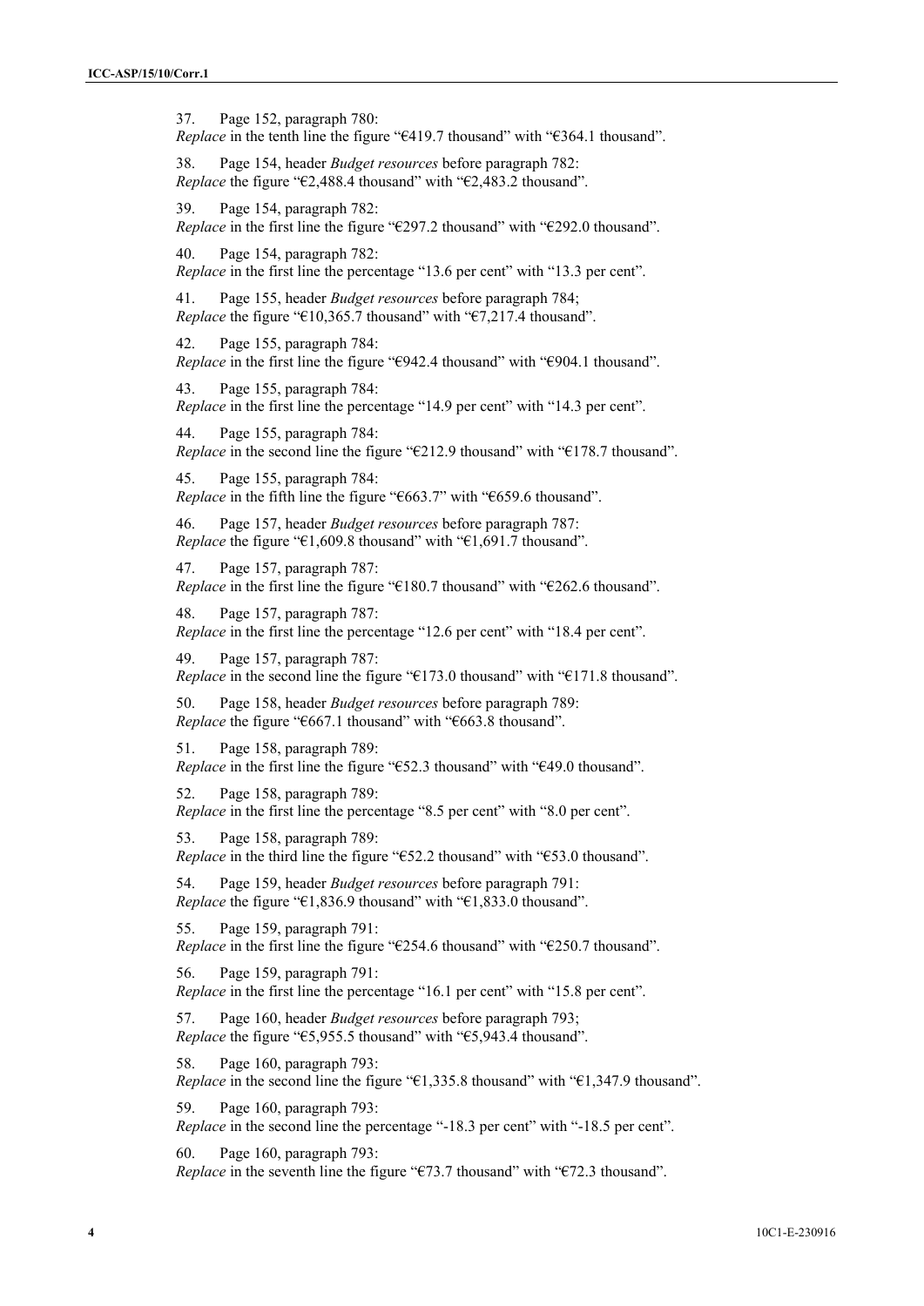37. Page 152, paragraph 780:
*Replace* in the tenth line the figure "€419.7 thousand" with "€364.1 thousand".

38. Page 154, header *Budget resources* before paragraph 782:
*Replace* the figure "€2,488.4 thousand" with "€2,483.2 thousand".

39. Page 154, paragraph 782:
*Replace* in the first line the figure "€297.2 thousand" with "€292.0 thousand".

40. Page 154, paragraph 782:
*Replace* in the first line the percentage "13.6 per cent" with "13.3 per cent".

41. Page 155, header *Budget resources* before paragraph 784;
*Replace* the figure "€10,365.7 thousand" with "€7,217.4 thousand".

42. Page 155, paragraph 784:
*Replace* in the first line the figure "€942.4 thousand" with "€904.1 thousand".

43. Page 155, paragraph 784:
*Replace* in the first line the percentage "14.9 per cent" with "14.3 per cent".

44. Page 155, paragraph 784:
*Replace* in the second line the figure "€212.9 thousand" with "€178.7 thousand".

45. Page 155, paragraph 784:
*Replace* in the fifth line the figure "€663.7" with "€659.6 thousand".

46. Page 157, header *Budget resources* before paragraph 787:
*Replace* the figure "€1,609.8 thousand" with "€1,691.7 thousand".

47. Page 157, paragraph 787:
*Replace* in the first line the figure "€180.7 thousand" with "€262.6 thousand".

48. Page 157, paragraph 787:
*Replace* in the first line the percentage "12.6 per cent" with "18.4 per cent".

49. Page 157, paragraph 787:
*Replace* in the second line the figure "€173.0 thousand" with "€171.8 thousand".

50. Page 158, header *Budget resources* before paragraph 789:
*Replace* the figure "€667.1 thousand" with "€663.8 thousand".

51. Page 158, paragraph 789:
*Replace* in the first line the figure "€52.3 thousand" with "€49.0 thousand".

52. Page 158, paragraph 789:
*Replace* in the first line the percentage "8.5 per cent" with "8.0 per cent".

53. Page 158, paragraph 789:
*Replace* in the third line the figure "€52.2 thousand" with "€53.0 thousand".

54. Page 159, header *Budget resources* before paragraph 791:
*Replace* the figure "€1,836.9 thousand" with "€1,833.0 thousand".

55. Page 159, paragraph 791:
*Replace* in the first line the figure "€254.6 thousand" with "€250.7 thousand".

56. Page 159, paragraph 791:
*Replace* in the first line the percentage "16.1 per cent" with "15.8 per cent".

57. Page 160, header *Budget resources* before paragraph 793;
*Replace* the figure "€5,955.5 thousand" with "€5,943.4 thousand".

58. Page 160, paragraph 793:
*Replace* in the second line the figure "€1,335.8 thousand" with "€1,347.9 thousand".

59. Page 160, paragraph 793:
*Replace* in the second line the percentage "-18.3 per cent" with "-18.5 per cent".

60. Page 160, paragraph 793:
*Replace* in the seventh line the figure "€73.7 thousand" with "€72.3 thousand".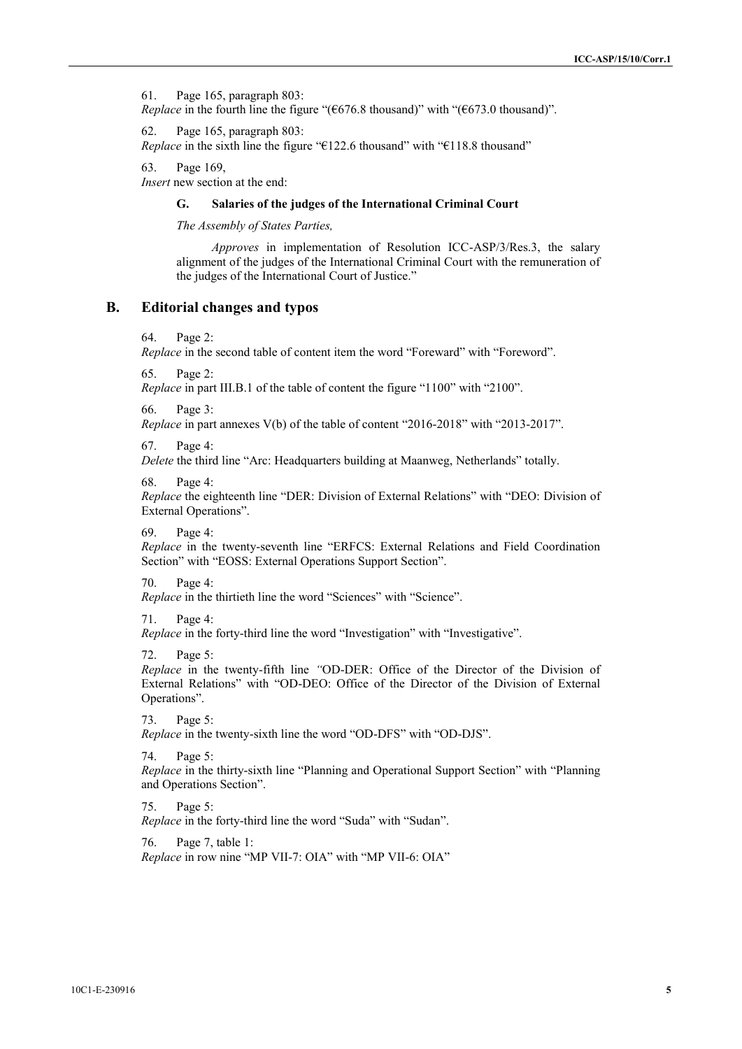61. Page 165, paragraph 803:
*Replace* in the fourth line the figure "(€676.8 thousand)" with "(€673.0 thousand)".

62. Page 165, paragraph 803:
*Replace* in the sixth line the figure "€122.6 thousand" with "€118.8 thousand"

63. Page 169,
*Insert* new section at the end:

> **G. Salaries of the judges of the International Criminal Court**
>
> *The Assembly of States Parties,*
>
> *Approves* in implementation of Resolution ICC-ASP/3/Res.3, the salary alignment of the judges of the International Criminal Court with the remuneration of the judges of the International Court of Justice."

## B. Editorial changes and typos

64. Page 2:
*Replace* in the second table of content item the word "Foreward" with "Foreword".

65. Page 2:
*Replace* in part III.B.1 of the table of content the figure "1100" with "2100".

66. Page 3:
*Replace* in part annexes V(b) of the table of content "2016-2018" with "2013-2017".

67. Page 4:
*Delete* the third line "Arc: Headquarters building at Maanweg, Netherlands" totally.

68. Page 4:
*Replace* the eighteenth line "DER: Division of External Relations" with "DEO: Division of External Operations".

69. Page 4:
*Replace* in the twenty-seventh line "ERFCS: External Relations and Field Coordination Section" with "EOSS: External Operations Support Section".

70. Page 4:
*Replace* in the thirtieth line the word "Sciences" with "Science".

71. Page 4:
*Replace* in the forty-third line the word "Investigation" with "Investigative".

72. Page 5:
*Replace* in the twenty-fifth line "OD-DER: Office of the Director of the Division of External Relations" with "OD-DEO: Office of the Director of the Division of External Operations".

73. Page 5:
*Replace* in the twenty-sixth line the word "OD-DFS" with "OD-DJS".

74. Page 5:
*Replace* in the thirty-sixth line "Planning and Operational Support Section" with "Planning and Operations Section".

75. Page 5:
*Replace* in the forty-third line the word "Suda" with "Sudan".

76. Page 7, table 1:
*Replace* in row nine "MP VII-7: OIA" with "MP VII-6: OIA"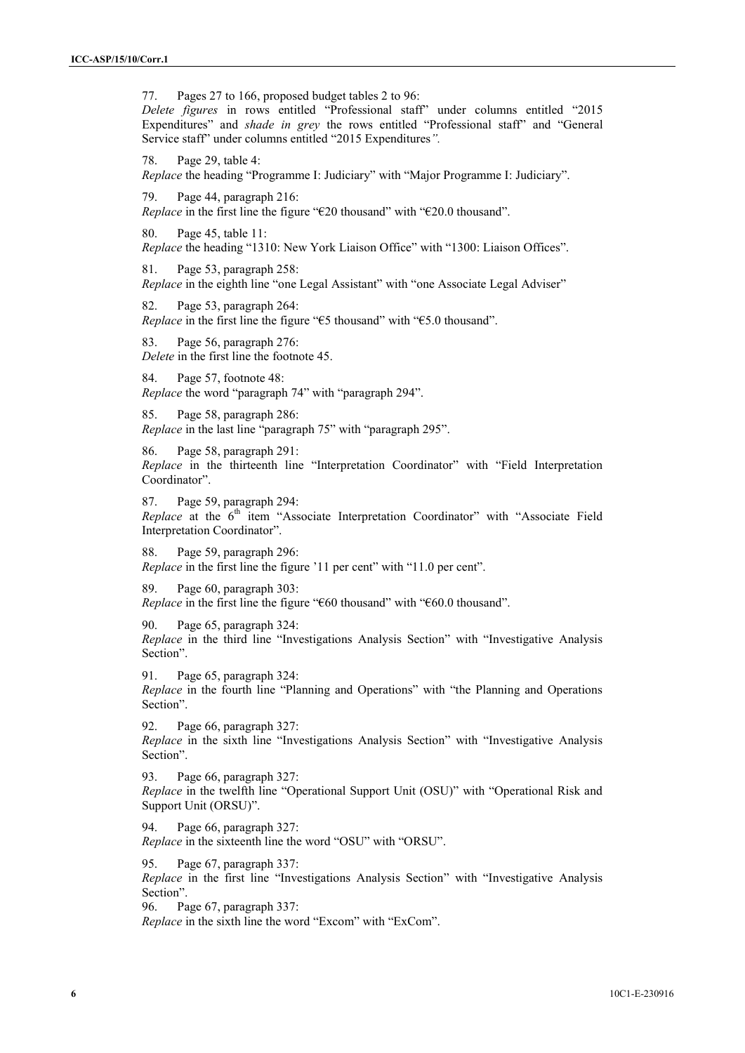77. Pages 27 to 166, proposed budget tables 2 to 96:
*Delete figures* in rows entitled "Professional staff" under columns entitled "2015 Expenditures" and *shade in grey* the rows entitled "Professional staff" and "General Service staff" under columns entitled "2015 Expenditures*"*.

78. Page 29, table 4:
*Replace* the heading "Programme I: Judiciary" with "Major Programme I: Judiciary".

79. Page 44, paragraph 216:
*Replace* in the first line the figure "€20 thousand" with "€20.0 thousand".

80. Page 45, table 11:
*Replace* the heading "1310: New York Liaison Office" with "1300: Liaison Offices".

81. Page 53, paragraph 258:
*Replace* in the eighth line "one Legal Assistant" with "one Associate Legal Adviser"

82. Page 53, paragraph 264:
*Replace* in the first line the figure "€5 thousand" with "€5.0 thousand".

83. Page 56, paragraph 276:
*Delete* in the first line the footnote 45.

84. Page 57, footnote 48:
*Replace* the word "paragraph 74" with "paragraph 294".

85. Page 58, paragraph 286:
*Replace* in the last line "paragraph 75" with "paragraph 295".

86. Page 58, paragraph 291:
*Replace* in the thirteenth line "Interpretation Coordinator" with "Field Interpretation Coordinator".

87. Page 59, paragraph 294:
*Replace* at the 6th item "Associate Interpretation Coordinator" with "Associate Field Interpretation Coordinator".

88. Page 59, paragraph 296:
*Replace* in the first line the figure '11 per cent" with "11.0 per cent".

89. Page 60, paragraph 303:
*Replace* in the first line the figure "€60 thousand" with "€60.0 thousand".

90. Page 65, paragraph 324:
*Replace* in the third line "Investigations Analysis Section" with "Investigative Analysis Section".

91. Page 65, paragraph 324:
*Replace* in the fourth line "Planning and Operations" with "the Planning and Operations Section".

92. Page 66, paragraph 327:
*Replace* in the sixth line "Investigations Analysis Section" with "Investigative Analysis Section".

93. Page 66, paragraph 327:
*Replace* in the twelfth line "Operational Support Unit (OSU)" with "Operational Risk and Support Unit (ORSU)".

94. Page 66, paragraph 327:
*Replace* in the sixteenth line the word "OSU" with "ORSU".

95. Page 67, paragraph 337:
*Replace* in the first line "Investigations Analysis Section" with "Investigative Analysis Section".

96. Page 67, paragraph 337:
*Replace* in the sixth line the word "Excom" with "ExCom".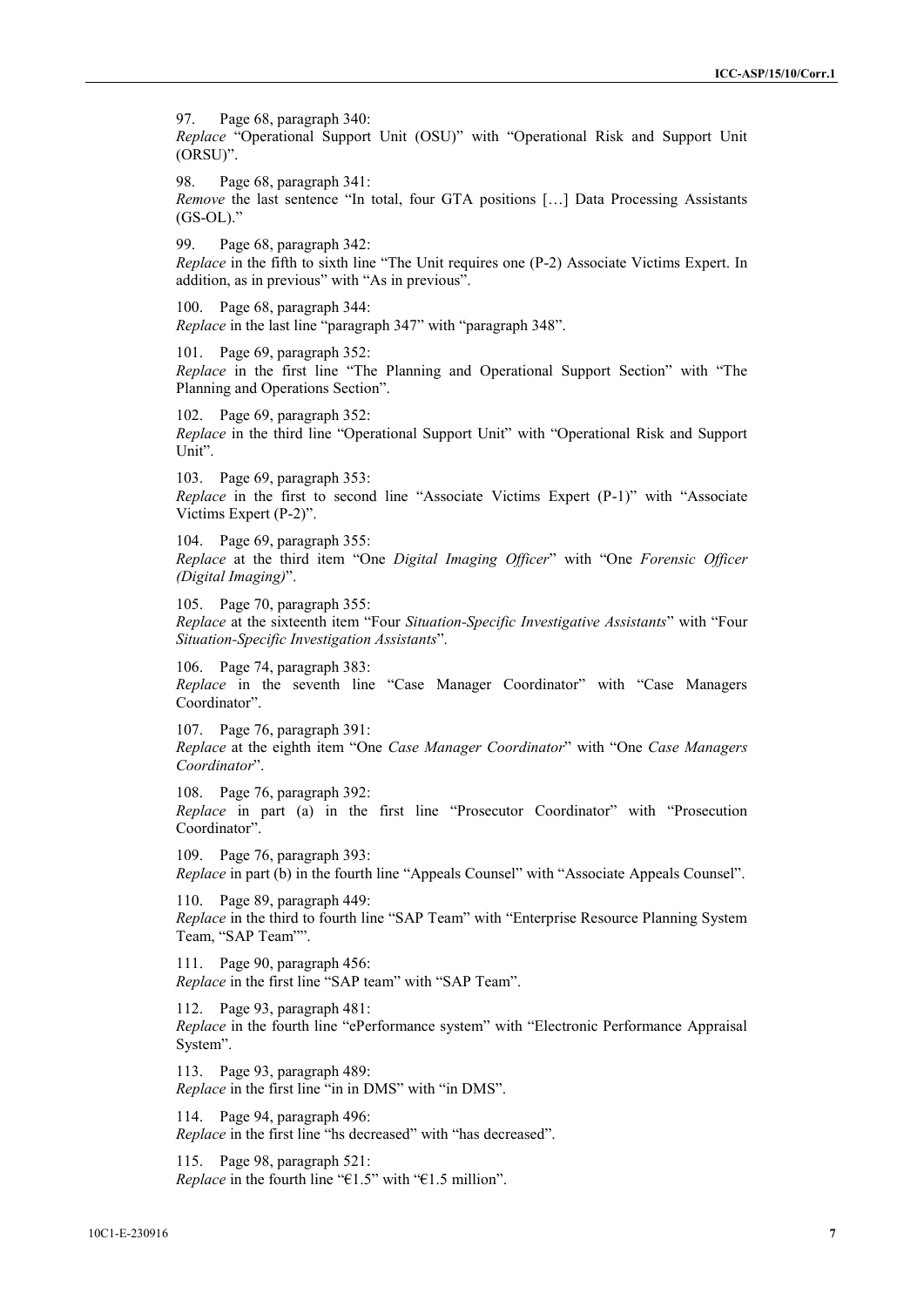97. Page 68, paragraph 340:
*Replace* "Operational Support Unit (OSU)" with "Operational Risk and Support Unit (ORSU)".

98. Page 68, paragraph 341:
*Remove* the last sentence "In total, four GTA positions […] Data Processing Assistants (GS-OL)."

99. Page 68, paragraph 342:
*Replace* in the fifth to sixth line "The Unit requires one (P-2) Associate Victims Expert. In addition, as in previous" with "As in previous".

100. Page 68, paragraph 344:
*Replace* in the last line "paragraph 347" with "paragraph 348".

101. Page 69, paragraph 352:
*Replace* in the first line "The Planning and Operational Support Section" with "The Planning and Operations Section".

102. Page 69, paragraph 352:
*Replace* in the third line "Operational Support Unit" with "Operational Risk and Support Unit".

103. Page 69, paragraph 353:
*Replace* in the first to second line "Associate Victims Expert (P-1)" with "Associate Victims Expert (P-2)".

104. Page 69, paragraph 355:
*Replace* at the third item "One *Digital Imaging Officer*" with "One *Forensic Officer (Digital Imaging)*".

105. Page 70, paragraph 355:
*Replace* at the sixteenth item "Four *Situation-Specific Investigative Assistants*" with "Four *Situation-Specific Investigation Assistants*".

106. Page 74, paragraph 383:
*Replace* in the seventh line "Case Manager Coordinator" with "Case Managers Coordinator".

107. Page 76, paragraph 391:
*Replace* at the eighth item "One *Case Manager Coordinator*" with "One *Case Managers Coordinator*".

108. Page 76, paragraph 392:
*Replace* in part (a) in the first line "Prosecutor Coordinator" with "Prosecution Coordinator".

109. Page 76, paragraph 393:
*Replace* in part (b) in the fourth line "Appeals Counsel" with "Associate Appeals Counsel".

110. Page 89, paragraph 449:
*Replace* in the third to fourth line "SAP Team" with "Enterprise Resource Planning System Team, "SAP Team"".

111. Page 90, paragraph 456:
*Replace* in the first line "SAP team" with "SAP Team".

112. Page 93, paragraph 481:
*Replace* in the fourth line "ePerformance system" with "Electronic Performance Appraisal System".

113. Page 93, paragraph 489:
*Replace* in the first line "in in DMS" with "in DMS".

114. Page 94, paragraph 496:
*Replace* in the first line "hs decreased" with "has decreased".

115. Page 98, paragraph 521:
*Replace* in the fourth line "€1.5" with "€1.5 million".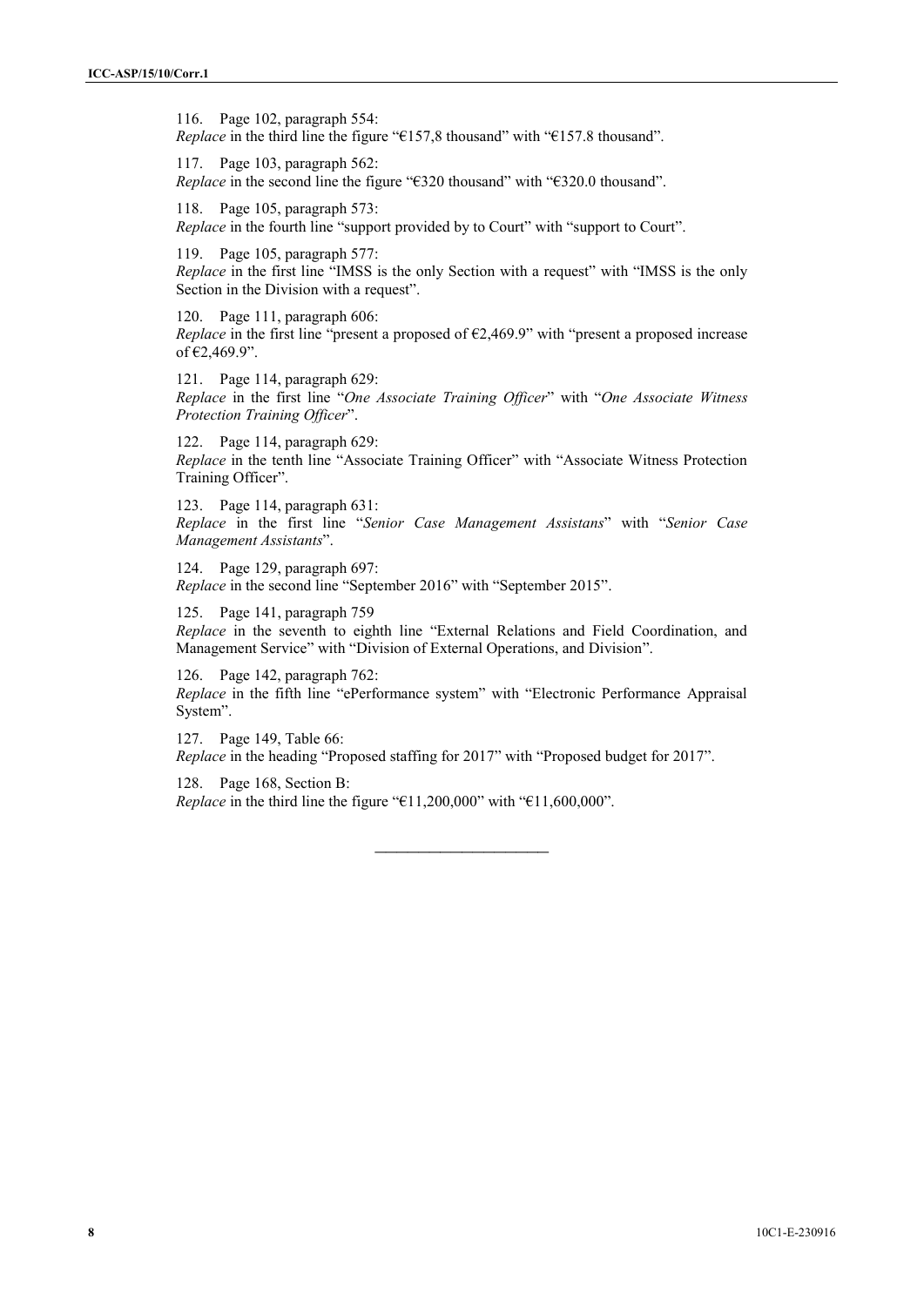116. Page 102, paragraph 554:
*Replace* in the third line the figure "€157,8 thousand" with "€157.8 thousand".

117. Page 103, paragraph 562:
*Replace* in the second line the figure "€320 thousand" with "€320.0 thousand".

118. Page 105, paragraph 573:
*Replace* in the fourth line "support provided by to Court" with "support to Court".

119. Page 105, paragraph 577:
*Replace* in the first line "IMSS is the only Section with a request" with "IMSS is the only Section in the Division with a request".

120. Page 111, paragraph 606:
*Replace* in the first line "present a proposed of €2,469.9" with "present a proposed increase of €2,469.9".

121. Page 114, paragraph 629:
*Replace* in the first line "*One Associate Training Officer*" with "*One Associate Witness Protection Training Officer*".

122. Page 114, paragraph 629:
*Replace* in the tenth line "Associate Training Officer" with "Associate Witness Protection Training Officer".

123. Page 114, paragraph 631:
*Replace* in the first line "*Senior Case Management Assistans*" with "*Senior Case Management Assistants*".

124. Page 129, paragraph 697:
*Replace* in the second line "September 2016" with "September 2015".

125. Page 141, paragraph 759
*Replace* in the seventh to eighth line "External Relations and Field Coordination, and Management Service" with "Division of External Operations, and Division".

126. Page 142, paragraph 762:
*Replace* in the fifth line "ePerformance system" with "Electronic Performance Appraisal System".

127. Page 149, Table 66:
*Replace* in the heading "Proposed staffing for 2017" with "Proposed budget for 2017".

128. Page 168, Section B:
*Replace* in the third line the figure "€11,200,000" with "€11,600,000".

---